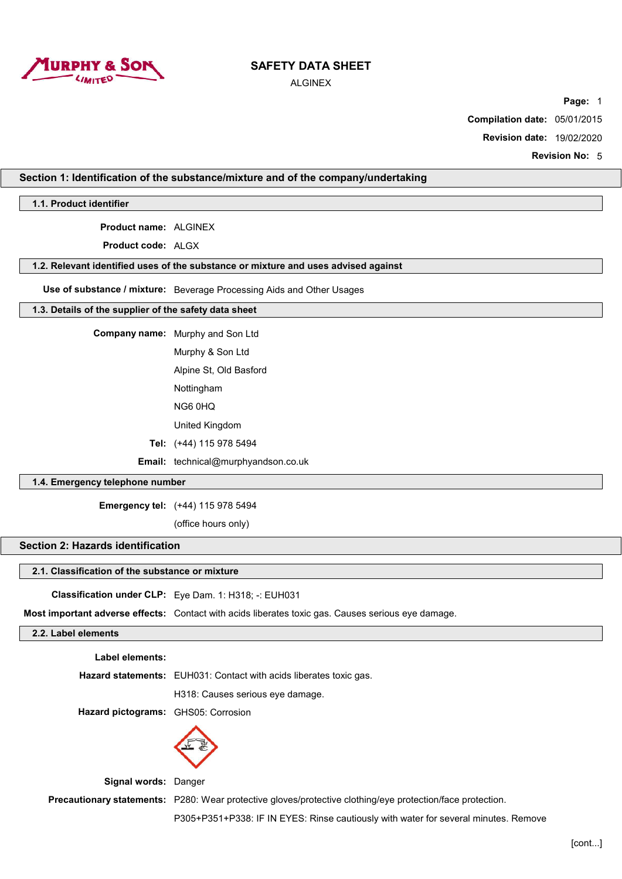# SAFETY DATA SHEET

ALGINEX

**Page:** 1

**Compilation date:** 05/01/2015

**Revision date:** 19/02/2020

**Revision No:** 5

## Section 1: Identification of the substance/mixture and of the company/undertaking

### 1.1. Product identifier

**Product name:** ALGINEX

**Product code:** ALGX

### 1.2. Relevant identified uses of the substance or mixture and uses advised against

**Use of substance / mixture:** Beverage Processing Aids and Other Usages

### 1.3. Details of the supplier of the safety data sheet

**Company name:** Murphy and Son Ltd

Murphy & Son Ltd

Alpine St, Old Basford

Nottingham

NG6 0HQ

United Kingdom

**Tel:** (+44) 115 978 5494

**Email:** technical@murphyandson.co.uk

### 1.4. Emergency telephone number

**Emergency tel:** (+44) 115 978 5494

(office hours only)

## Section 2: Hazards identification

### 2.1. Classification of the substance or mixture

**Classification under CLP:** Eye Dam. 1: H318; -: EUH031

**Most important adverse effects:** Contact with acids liberates toxic gas. Causes serious eye damage.

### 2.2. Label elements

**Label elements:**

**Hazard statements:** EUH031: Contact with acids liberates toxic gas.

H318: Causes serious eye damage.

**Hazard pictograms:** GHS05: Corrosion

**Signal words:** Danger

**Precautionary statements:** P280: Wear protective gloves/protective clothing/eye protection/face protection.

P305+P351+P338: IF IN EYES: Rinse cautiously with water for several minutes. Remove

[cont...]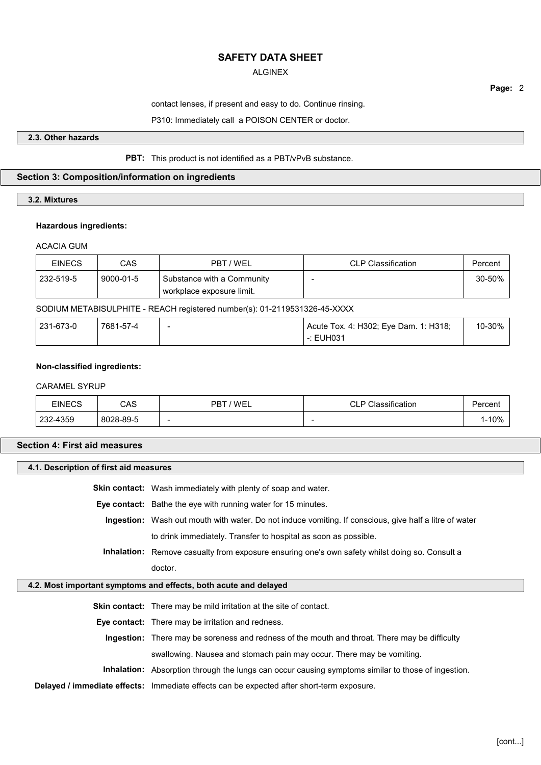contact lenses, if present and easy to do. Continue rinsing.

P310: Immediately call a POISON CENTER or doctor.

### 2.3. Other hazards

**PBT:** This product is not identified as a PBT/vPvB substance.

## Section 3: Composition/information on ingredients

### 3.2. Mixtures

**Hazardous ingredients:**

ACACIA GUM

| EINECS | CAS | PBT / WEL | CLP Classification | Percent |
|---|---|---|---|---|
| 232-519-5 | 9000-01-5 | Substance with a Community workplace exposure limit. | - | 30-50% |

SODIUM METABISULPHITE - REACH registered number(s): 01-2119531326-45-XXXX

| EINECS | CAS | PBT / WEL | CLP Classification | Percent |
|---|---|---|---|---|
| 231-673-0 | 7681-57-4 | - | Acute Tox. 4: H302; Eye Dam. 1: H318; -: EUH031 | 10-30% |

**Non-classified ingredients:**

CARAMEL SYRUP

| EINECS | CAS | PBT / WEL | CLP Classification | Percent |
|---|---|---|---|---|
| 232-4359 | 8028-89-5 | - | - | 1-10% |

## Section 4: First aid measures

### 4.1. Description of first aid measures

**Skin contact:** Wash immediately with plenty of soap and water.

**Eye contact:** Bathe the eye with running water for 15 minutes.

**Ingestion:** Wash out mouth with water. Do not induce vomiting. If conscious, give half a litre of water to drink immediately. Transfer to hospital as soon as possible.

**Inhalation:** Remove casualty from exposure ensuring one's own safety whilst doing so. Consult a doctor.

### 4.2. Most important symptoms and effects, both acute and delayed

**Skin contact:** There may be mild irritation at the site of contact.

**Eye contact:** There may be irritation and redness.

**Ingestion:** There may be soreness and redness of the mouth and throat. There may be difficulty swallowing. Nausea and stomach pain may occur. There may be vomiting.

**Inhalation:** Absorption through the lungs can occur causing symptoms similar to those of ingestion.

**Delayed / immediate effects:** Immediate effects can be expected after short-term exposure.

[cont...]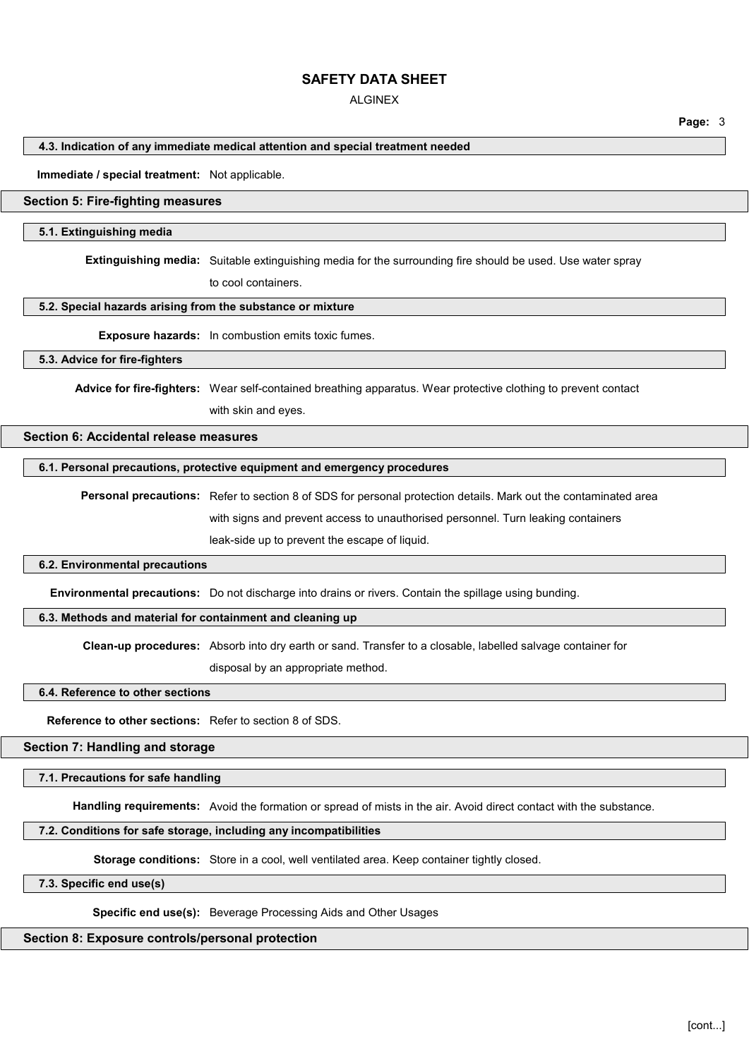### 4.3. Indication of any immediate medical attention and special treatment needed

**Immediate / special treatment:** Not applicable.

## Section 5: Fire-fighting measures

### 5.1. Extinguishing media

**Extinguishing media:** Suitable extinguishing media for the surrounding fire should be used. Use water spray to cool containers.

### 5.2. Special hazards arising from the substance or mixture

**Exposure hazards:** In combustion emits toxic fumes.

### 5.3. Advice for fire-fighters

**Advice for fire-fighters:** Wear self-contained breathing apparatus. Wear protective clothing to prevent contact with skin and eyes.

## Section 6: Accidental release measures

### 6.1. Personal precautions, protective equipment and emergency procedures

**Personal precautions:** Refer to section 8 of SDS for personal protection details. Mark out the contaminated area with signs and prevent access to unauthorised personnel. Turn leaking containers leak-side up to prevent the escape of liquid.

### 6.2. Environmental precautions

**Environmental precautions:** Do not discharge into drains or rivers. Contain the spillage using bunding.

### 6.3. Methods and material for containment and cleaning up

**Clean-up procedures:** Absorb into dry earth or sand. Transfer to a closable, labelled salvage container for disposal by an appropriate method.

### 6.4. Reference to other sections

**Reference to other sections:** Refer to section 8 of SDS.

## Section 7: Handling and storage

### 7.1. Precautions for safe handling

**Handling requirements:** Avoid the formation or spread of mists in the air. Avoid direct contact with the substance.

### 7.2. Conditions for safe storage, including any incompatibilities

**Storage conditions:** Store in a cool, well ventilated area. Keep container tightly closed.

### 7.3. Specific end use(s)

**Specific end use(s):** Beverage Processing Aids and Other Usages

## Section 8: Exposure controls/personal protection

[cont...]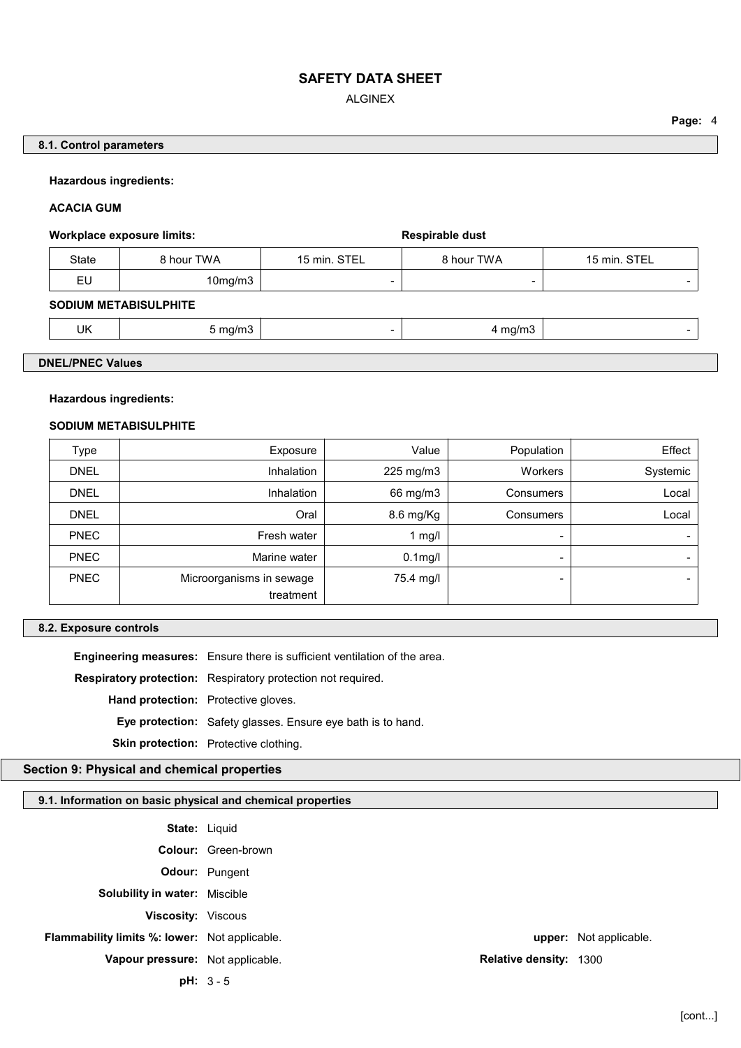#### 8.1. Control parameters

**Hazardous ingredients:**

**ACACIA GUM**

| Workplace exposure limits: | | | Respirable dust | |
|---|---|---|---|---|
| State | 8 hour TWA | 15 min. STEL | 8 hour TWA | 15 min. STEL |
| EU | 10mg/m3 | - | - | - |
| **SODIUM METABISULPHITE** | | | | |
| UK | 5 mg/m3 | - | 4 mg/m3 | - |

#### DNEL/PNEC Values

**Hazardous ingredients:**

**SODIUM METABISULPHITE**

| Type | Exposure | Value | Population | Effect |
|---|---|---|---|---|
| DNEL | Inhalation | 225 mg/m3 | Workers | Systemic |
| DNEL | Inhalation | 66 mg/m3 | Consumers | Local |
| DNEL | Oral | 8.6 mg/Kg | Consumers | Local |
| PNEC | Fresh water | 1 mg/l | - | - |
| PNEC | Marine water | 0.1mg/l | - | - |
| PNEC | Microorganisms in sewage treatment | 75.4 mg/l | - | - |

#### 8.2. Exposure controls

**Engineering measures:** Ensure there is sufficient ventilation of the area.

**Respiratory protection:** Respiratory protection not required.

**Hand protection:** Protective gloves.

**Eye protection:** Safety glasses. Ensure eye bath is to hand.

**Skin protection:** Protective clothing.

## Section 9: Physical and chemical properties

#### 9.1. Information on basic physical and chemical properties

**State:** Liquid

**Colour:** Green-brown

**Odour:** Pungent

**Solubility in water:** Miscible

**Viscosity:** Viscous

**Flammability limits %: lower:** Not applicable. **upper:** Not applicable.

**Vapour pressure:** Not applicable. **Relative density:** 1300

**pH:** 3 - 5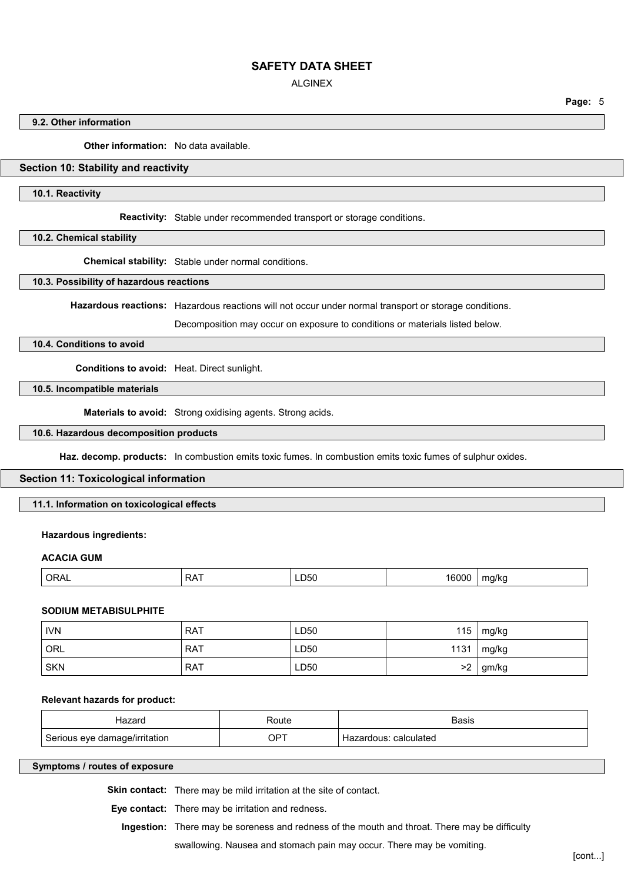### 9.2. Other information

**Other information:** No data available.

## Section 10: Stability and reactivity

### 10.1. Reactivity

**Reactivity:** Stable under recommended transport or storage conditions.

### 10.2. Chemical stability

**Chemical stability:** Stable under normal conditions.

### 10.3. Possibility of hazardous reactions

**Hazardous reactions:** Hazardous reactions will not occur under normal transport or storage conditions.

Decomposition may occur on exposure to conditions or materials listed below.

### 10.4. Conditions to avoid

**Conditions to avoid:** Heat. Direct sunlight.

### 10.5. Incompatible materials

**Materials to avoid:** Strong oxidising agents. Strong acids.

### 10.6. Hazardous decomposition products

**Haz. decomp. products:** In combustion emits toxic fumes. In combustion emits toxic fumes of sulphur oxides.

## Section 11: Toxicological information

### 11.1. Information on toxicological effects

**Hazardous ingredients:**

**ACACIA GUM**

| | | | | |
|---|---|---|---|---|
| ORAL | RAT | LD50 | 16000 | mg/kg |

**SODIUM METABISULPHITE**

| | | | | |
|---|---|---|---|---|
| IVN | RAT | LD50 | 115 | mg/kg |
| ORL | RAT | LD50 | 1131 | mg/kg |
| SKN | RAT | LD50 | >2 | gm/kg |

**Relevant hazards for product:**

| Hazard | Route | Basis |
|---|---|---|
| Serious eye damage/irritation | OPT | Hazardous: calculated |

### Symptoms / routes of exposure

**Skin contact:** There may be mild irritation at the site of contact.

**Eye contact:** There may be irritation and redness.

**Ingestion:** There may be soreness and redness of the mouth and throat. There may be difficulty swallowing. Nausea and stomach pain may occur. There may be vomiting.

[cont...]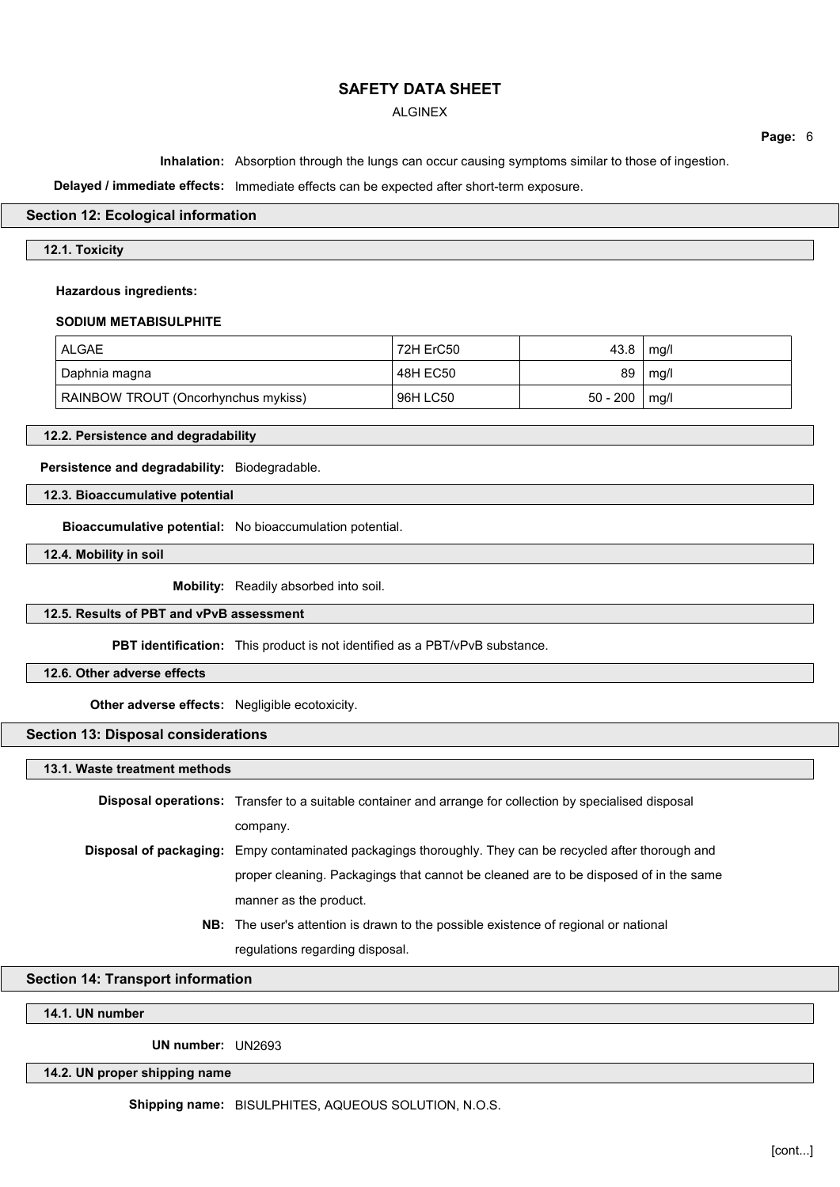**Inhalation:** Absorption through the lungs can occur causing symptoms similar to those of ingestion.

**Delayed / immediate effects:** Immediate effects can be expected after short-term exposure.

## Section 12: Ecological information

### 12.1. Toxicity

**Hazardous ingredients:**

**SODIUM METABISULPHITE**

| | | | |
|---|---|---|---|
| ALGAE | 72H ErC50 | 43.8 | mg/l |
| Daphnia magna | 48H EC50 | 89 | mg/l |
| RAINBOW TROUT (Oncorhynchus mykiss) | 96H LC50 | 50 - 200 | mg/l |

### 12.2. Persistence and degradability

**Persistence and degradability:** Biodegradable.

### 12.3. Bioaccumulative potential

**Bioaccumulative potential:** No bioaccumulation potential.

### 12.4. Mobility in soil

**Mobility:** Readily absorbed into soil.

### 12.5. Results of PBT and vPvB assessment

**PBT identification:** This product is not identified as a PBT/vPvB substance.

### 12.6. Other adverse effects

**Other adverse effects:** Negligible ecotoxicity.

## Section 13: Disposal considerations

### 13.1. Waste treatment methods

**Disposal operations:** Transfer to a suitable container and arrange for collection by specialised disposal company.

**Disposal of packaging:** Empy contaminated packagings thoroughly. They can be recycled after thorough and proper cleaning. Packagings that cannot be cleaned are to be disposed of in the same manner as the product.

**NB:** The user's attention is drawn to the possible existence of regional or national regulations regarding disposal.

## Section 14: Transport information

### 14.1. UN number

**UN number:** UN2693

### 14.2. UN proper shipping name

**Shipping name:** BISULPHITES, AQUEOUS SOLUTION, N.O.S.

[cont...]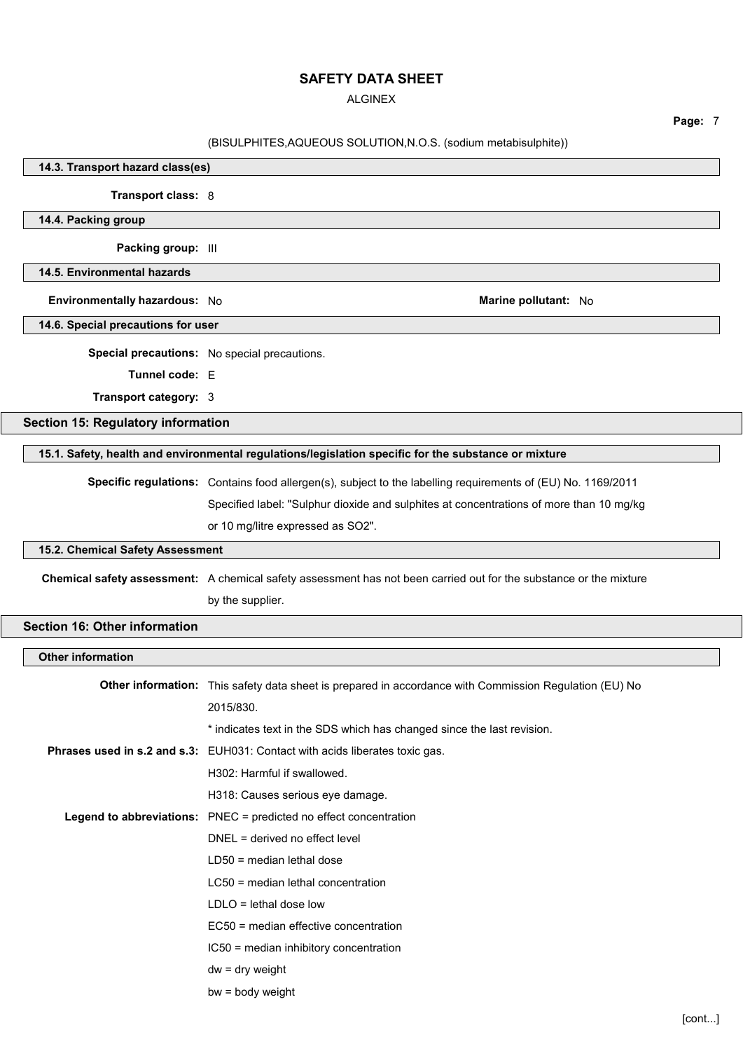(BISULPHITES,AQUEOUS SOLUTION,N.O.S. (sodium metabisulphite))

### 14.3. Transport hazard class(es)

**Transport class:** 8

### 14.4. Packing group

**Packing group:** III

### 14.5. Environmental hazards

**Environmentally hazardous:** No

**Marine pollutant:** No

### 14.6. Special precautions for user

**Special precautions:** No special precautions.

**Tunnel code:** E

**Transport category:** 3

## Section 15: Regulatory information

### 15.1. Safety, health and environmental regulations/legislation specific for the substance or mixture

**Specific regulations:** Contains food allergen(s), subject to the labelling requirements of (EU) No. 1169/2011 Specified label: "Sulphur dioxide and sulphites at concentrations of more than 10 mg/kg or 10 mg/litre expressed as SO2".

### 15.2. Chemical Safety Assessment

**Chemical safety assessment:** A chemical safety assessment has not been carried out for the substance or the mixture by the supplier.

## Section 16: Other information

### Other information

**Other information:** This safety data sheet is prepared in accordance with Commission Regulation (EU) No 2015/830.

* indicates text in the SDS which has changed since the last revision.

**Phrases used in s.2 and s.3:** EUH031: Contact with acids liberates toxic gas.

H302: Harmful if swallowed.

H318: Causes serious eye damage.

**Legend to abbreviations:** PNEC = predicted no effect concentration

DNEL = derived no effect level

LD50 = median lethal dose

LC50 = median lethal concentration

LDLO = lethal dose low

EC50 = median effective concentration

IC50 = median inhibitory concentration

dw = dry weight

bw = body weight

[cont...]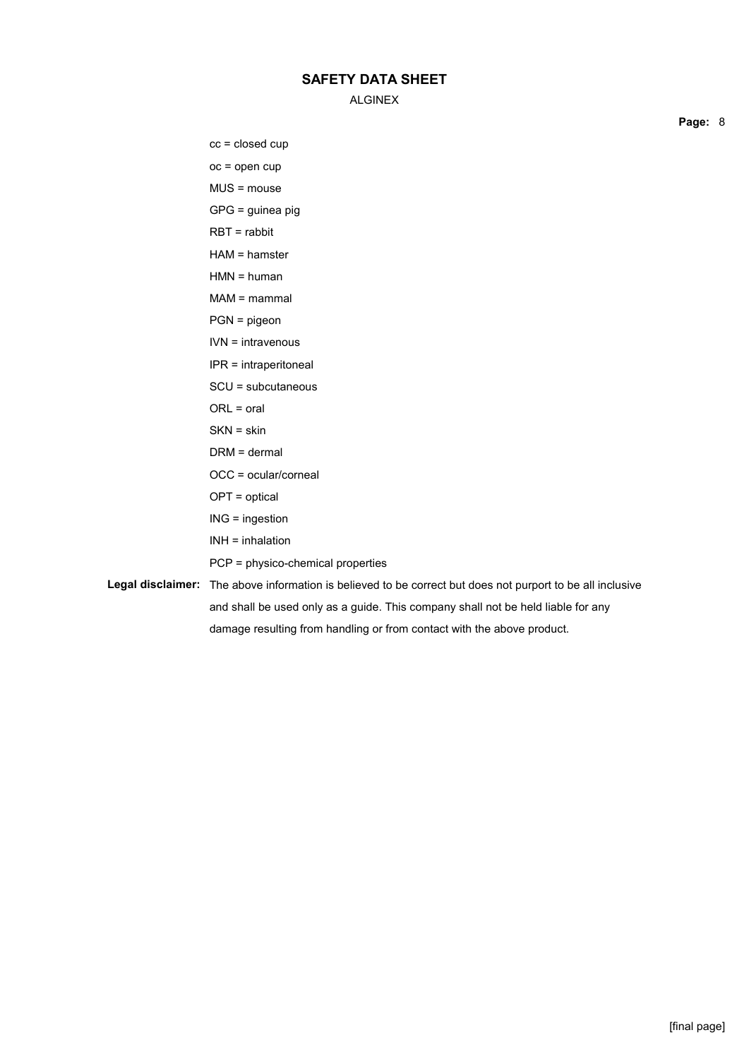cc = closed cup

oc = open cup

MUS = mouse

GPG = guinea pig

RBT = rabbit

HAM = hamster

HMN = human

MAM = mammal

PGN = pigeon

IVN = intravenous

IPR = intraperitoneal

SCU = subcutaneous

ORL = oral

SKN = skin

DRM = dermal

OCC = ocular/corneal

OPT = optical

ING = ingestion

INH = inhalation

PCP = physico-chemical properties

**Legal disclaimer:** The above information is believed to be correct but does not purport to be all inclusive and shall be used only as a guide. This company shall not be held liable for any damage resulting from handling or from contact with the above product.

[final page]